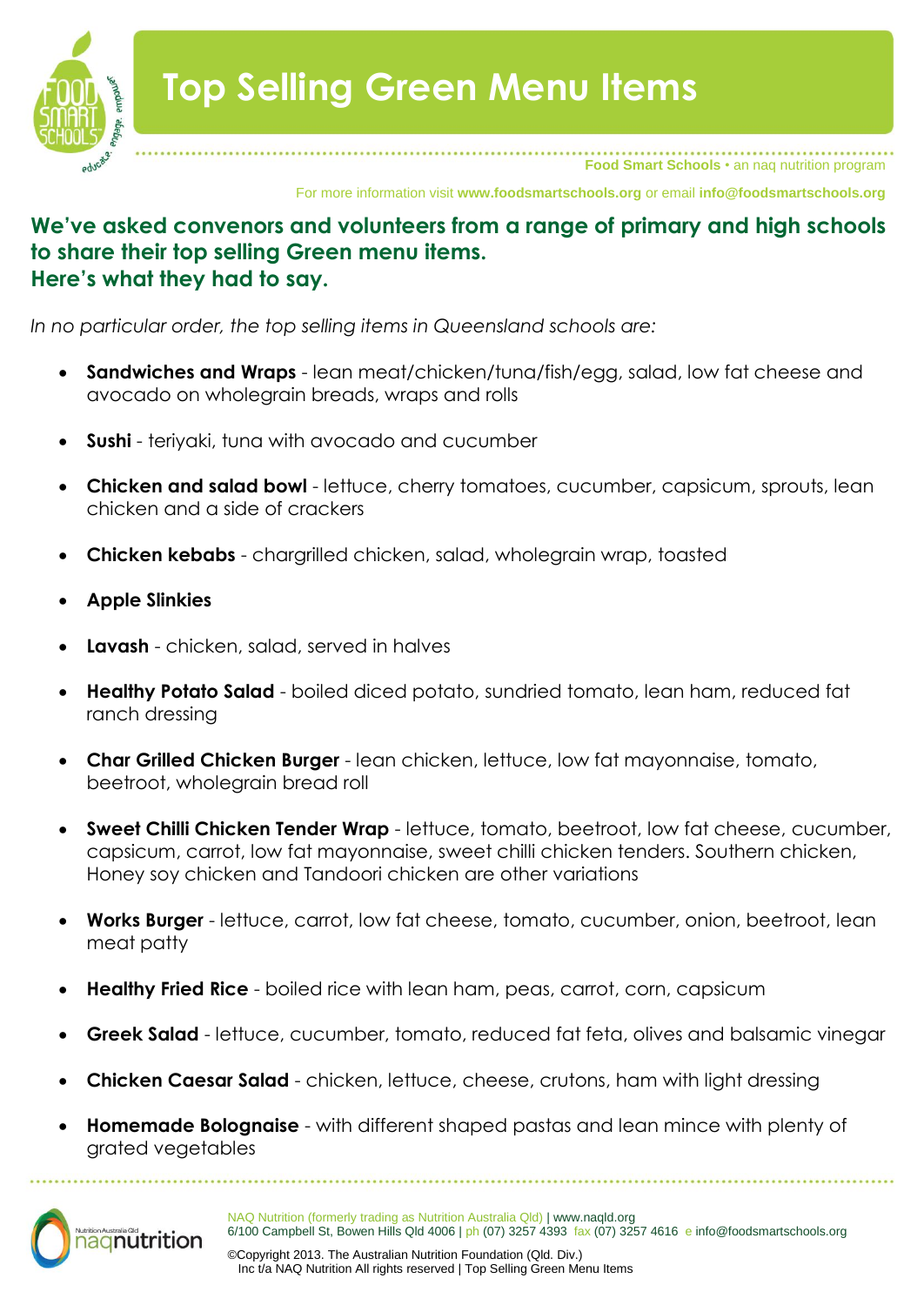# Top Selling Green Menu Items

Food Smart Schools • an naq nutrition program

For more information visit **www.foodsmartschools.org** or email **info@foodsmartschools.org**

## We've asked convenors and volunteers from a range of primary and high schools to share their top selling Green menu items.
## Here's what they had to say.

*In no particular order, the top selling items in Queensland schools are:*

- **Sandwiches and Wraps** - lean meat/chicken/tuna/fish/egg, salad, low fat cheese and avocado on wholegrain breads, wraps and rolls
- **Sushi** - teriyaki, tuna with avocado and cucumber
- **Chicken and salad bowl** - lettuce, cherry tomatoes, cucumber, capsicum, sprouts, lean chicken and a side of crackers
- **Chicken kebabs** - chargrilled chicken, salad, wholegrain wrap, toasted
- **Apple Slinkies**
- **Lavash** - chicken, salad, served in halves
- **Healthy Potato Salad** - boiled diced potato, sundried tomato, lean ham, reduced fat ranch dressing
- **Char Grilled Chicken Burger** - lean chicken, lettuce, low fat mayonnaise, tomato, beetroot, wholegrain bread roll
- **Sweet Chilli Chicken Tender Wrap** - lettuce, tomato, beetroot, low fat cheese, cucumber, capsicum, carrot, low fat mayonnaise, sweet chilli chicken tenders. Southern chicken, Honey soy chicken and Tandoori chicken are other variations
- **Works Burger** - lettuce, carrot, low fat cheese, tomato, cucumber, onion, beetroot, lean meat patty
- **Healthy Fried Rice** - boiled rice with lean ham, peas, carrot, corn, capsicum
- **Greek Salad** - lettuce, cucumber, tomato, reduced fat feta, olives and balsamic vinegar
- **Chicken Caesar Salad** - chicken, lettuce, cheese, crutons, ham with light dressing
- **Homemade Bolognaise** - with different shaped pastas and lean mince with plenty of grated vegetables

NAQ Nutrition (formerly trading as Nutrition Australia Qld) | www.naqld.org
6/100 Campbell St, Bowen Hills Qld 4006 | ph (07) 3257 4393 fax (07) 3257 4616 e info@foodsmartschools.org

©Copyright 2013. The Australian Nutrition Foundation (Qld. Div.) Inc t/a NAQ Nutrition All rights reserved | Top Selling Green Menu Items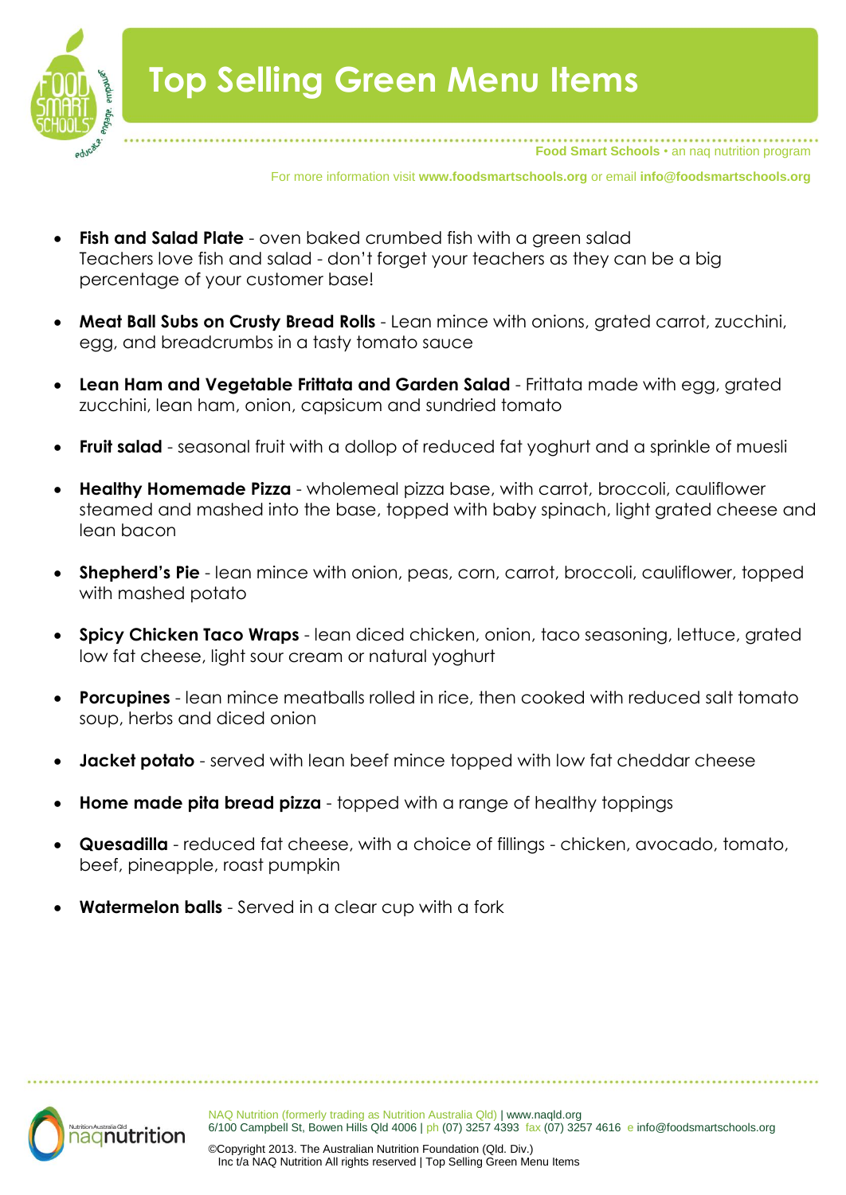# Top Selling Green Menu Items

**Food Smart Schools** • an naq nutrition program

For more information visit **www.foodsmartschools.org** or email **info@foodsmartschools.org**

- **Fish and Salad Plate** - oven baked crumbed fish with a green salad Teachers love fish and salad - don't forget your teachers as they can be a big percentage of your customer base!
- **Meat Ball Subs on Crusty Bread Rolls** - Lean mince with onions, grated carrot, zucchini, egg, and breadcrumbs in a tasty tomato sauce
- **Lean Ham and Vegetable Frittata and Garden Salad** - Frittata made with egg, grated zucchini, lean ham, onion, capsicum and sundried tomato
- **Fruit salad** - seasonal fruit with a dollop of reduced fat yoghurt and a sprinkle of muesli
- **Healthy Homemade Pizza** - wholemeal pizza base, with carrot, broccoli, cauliflower steamed and mashed into the base, topped with baby spinach, light grated cheese and lean bacon
- **Shepherd's Pie** - lean mince with onion, peas, corn, carrot, broccoli, cauliflower, topped with mashed potato
- **Spicy Chicken Taco Wraps** - lean diced chicken, onion, taco seasoning, lettuce, grated low fat cheese, light sour cream or natural yoghurt
- **Porcupines** - lean mince meatballs rolled in rice, then cooked with reduced salt tomato soup, herbs and diced onion
- **Jacket potato** - served with lean beef mince topped with low fat cheddar cheese
- **Home made pita bread pizza** - topped with a range of healthy toppings
- **Quesadilla** - reduced fat cheese, with a choice of fillings - chicken, avocado, tomato, beef, pineapple, roast pumpkin
- **Watermelon balls** - Served in a clear cup with a fork

NAQ Nutrition (formerly trading as Nutrition Australia Qld) | www.naqld.org
6/100 Campbell St, Bowen Hills Qld 4006 | ph (07) 3257 4393 fax (07) 3257 4616 e info@foodsmartschools.org

©Copyright 2013. The Australian Nutrition Foundation (Qld. Div.) Inc t/a NAQ Nutrition All rights reserved | Top Selling Green Menu Items